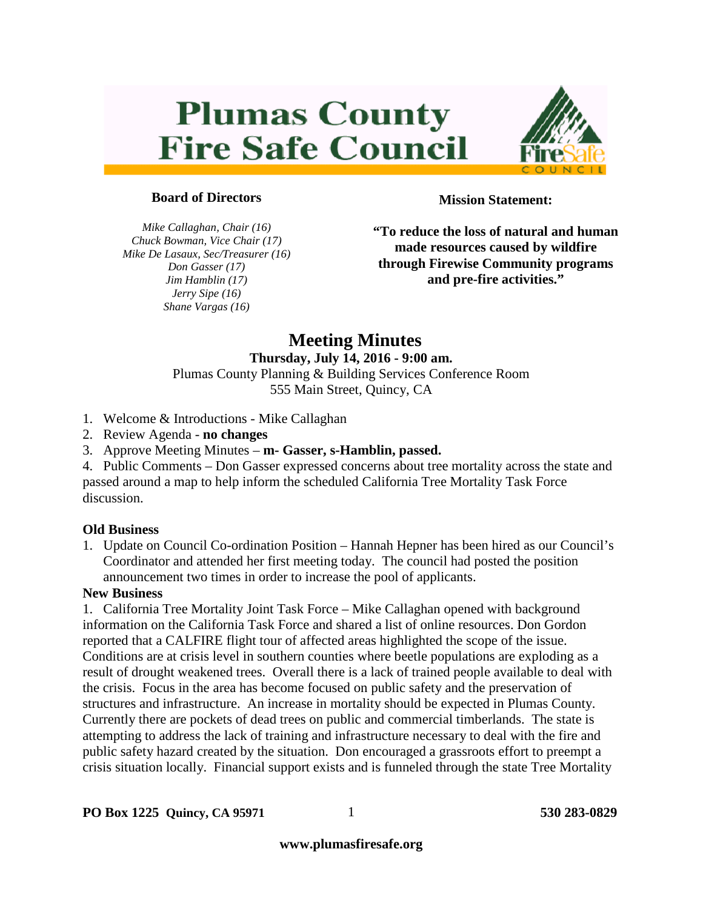# Plumas County Fire Safe Council

**Board of Directors**

*Mike Callaghan, Chair (16)*
*Chuck Bowman, Vice Chair (17)*
*Mike De Lasaux, Sec/Treasurer (16)*
*Don Gasser (17)*
*Jim Hamblin (17)*
*Jerry Sipe (16)*
*Shane Vargas (16)*

**Mission Statement:**

**"To reduce the loss of natural and human made resources caused by wildfire through Firewise Community programs and pre-fire activities."**

## Meeting Minutes

**Thursday, July 14, 2016 - 9:00 am.**
Plumas County Planning & Building Services Conference Room
555 Main Street, Quincy, CA

1. Welcome & Introductions - Mike Callaghan
2. Review Agenda - **no changes**
3. Approve Meeting Minutes – **m- Gasser, s-Hamblin, passed.**
4. Public Comments – Don Gasser expressed concerns about tree mortality across the state and passed around a map to help inform the scheduled California Tree Mortality Task Force discussion.

**Old Business**

1. Update on Council Co-ordination Position – Hannah Hepner has been hired as our Council's Coordinator and attended her first meeting today. The council had posted the position announcement two times in order to increase the pool of applicants.

**New Business**

1. California Tree Mortality Joint Task Force – Mike Callaghan opened with background information on the California Task Force and shared a list of online resources. Don Gordon reported that a CALFIRE flight tour of affected areas highlighted the scope of the issue. Conditions are at crisis level in southern counties where beetle populations are exploding as a result of drought weakened trees. Overall there is a lack of trained people available to deal with the crisis. Focus in the area has become focused on public safety and the preservation of structures and infrastructure. An increase in mortality should be expected in Plumas County. Currently there are pockets of dead trees on public and commercial timberlands. The state is attempting to address the lack of training and infrastructure necessary to deal with the fire and public safety hazard created by the situation. Don encouraged a grassroots effort to preempt a crisis situation locally. Financial support exists and is funneled through the state Tree Mortality

**PO Box 1225 Quincy, CA 95971** **530 283-0829**

**www.plumasfiresafe.org**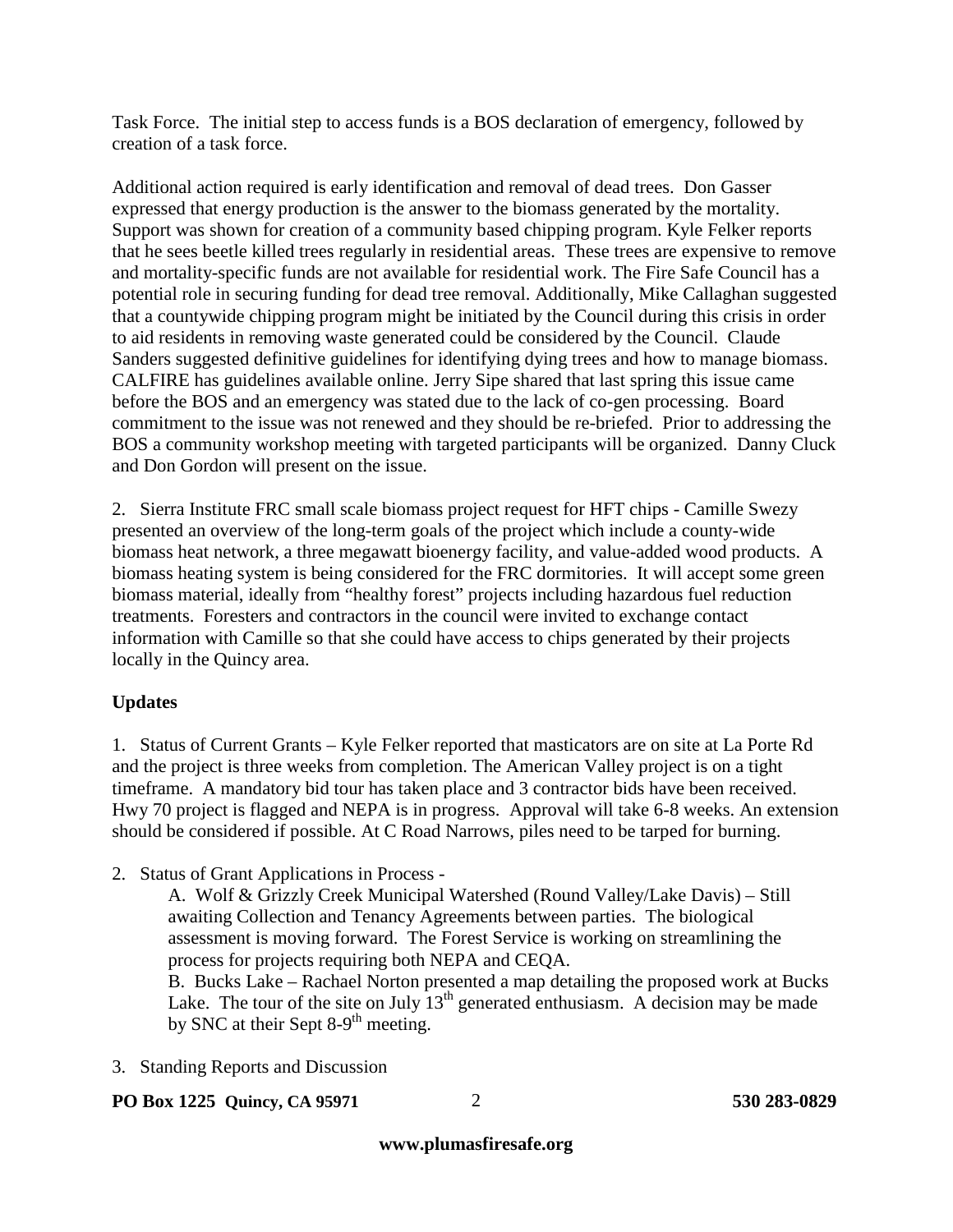Task Force. The initial step to access funds is a BOS declaration of emergency, followed by creation of a task force.

Additional action required is early identification and removal of dead trees. Don Gasser expressed that energy production is the answer to the biomass generated by the mortality. Support was shown for creation of a community based chipping program. Kyle Felker reports that he sees beetle killed trees regularly in residential areas. These trees are expensive to remove and mortality-specific funds are not available for residential work. The Fire Safe Council has a potential role in securing funding for dead tree removal. Additionally, Mike Callaghan suggested that a countywide chipping program might be initiated by the Council during this crisis in order to aid residents in removing waste generated could be considered by the Council. Claude Sanders suggested definitive guidelines for identifying dying trees and how to manage biomass. CALFIRE has guidelines available online. Jerry Sipe shared that last spring this issue came before the BOS and an emergency was stated due to the lack of co-gen processing. Board commitment to the issue was not renewed and they should be re-briefed. Prior to addressing the BOS a community workshop meeting with targeted participants will be organized. Danny Cluck and Don Gordon will present on the issue.

2. Sierra Institute FRC small scale biomass project request for HFT chips - Camille Swezy presented an overview of the long-term goals of the project which include a county-wide biomass heat network, a three megawatt bioenergy facility, and value-added wood products. A biomass heating system is being considered for the FRC dormitories. It will accept some green biomass material, ideally from "healthy forest" projects including hazardous fuel reduction treatments. Foresters and contractors in the council were invited to exchange contact information with Camille so that she could have access to chips generated by their projects locally in the Quincy area.

**Updates**

1. Status of Current Grants – Kyle Felker reported that masticators are on site at La Porte Rd and the project is three weeks from completion. The American Valley project is on a tight timeframe. A mandatory bid tour has taken place and 3 contractor bids have been received. Hwy 70 project is flagged and NEPA is in progress. Approval will take 6-8 weeks. An extension should be considered if possible. At C Road Narrows, piles need to be tarped for burning.

2. Status of Grant Applications in Process -

   A. Wolf & Grizzly Creek Municipal Watershed (Round Valley/Lake Davis) – Still awaiting Collection and Tenancy Agreements between parties. The biological assessment is moving forward. The Forest Service is working on streamlining the process for projects requiring both NEPA and CEQA.

   B. Bucks Lake – Rachael Norton presented a map detailing the proposed work at Bucks Lake. The tour of the site on July 13th generated enthusiasm. A decision may be made by SNC at their Sept 8-9th meeting.

3. Standing Reports and Discussion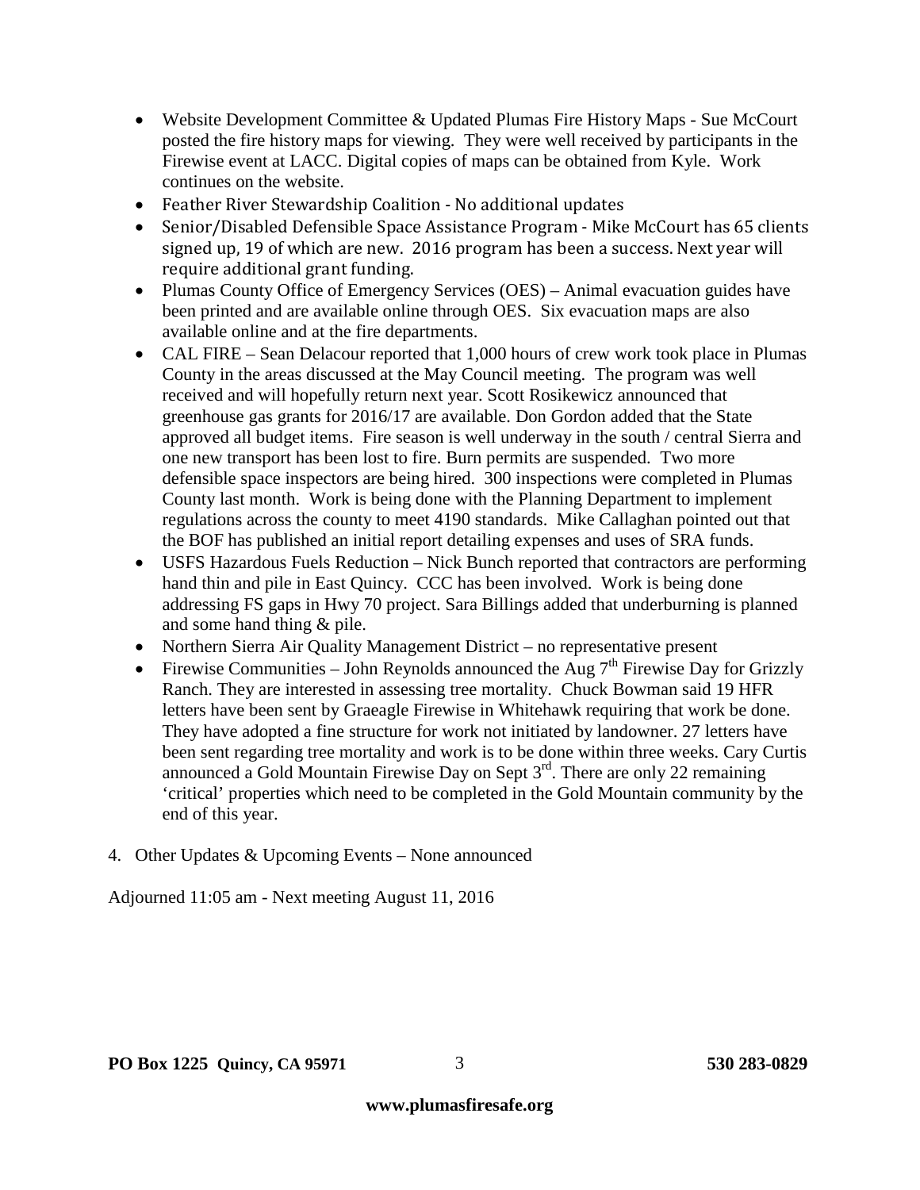- Website Development Committee & Updated Plumas Fire History Maps - Sue McCourt posted the fire history maps for viewing. They were well received by participants in the Firewise event at LACC. Digital copies of maps can be obtained from Kyle. Work continues on the website.
- Feather River Stewardship Coalition - No additional updates
- Senior/Disabled Defensible Space Assistance Program - Mike McCourt has 65 clients signed up, 19 of which are new. 2016 program has been a success. Next year will require additional grant funding.
- Plumas County Office of Emergency Services (OES) – Animal evacuation guides have been printed and are available online through OES. Six evacuation maps are also available online and at the fire departments.
- CAL FIRE – Sean Delacour reported that 1,000 hours of crew work took place in Plumas County in the areas discussed at the May Council meeting. The program was well received and will hopefully return next year. Scott Rosikewicz announced that greenhouse gas grants for 2016/17 are available. Don Gordon added that the State approved all budget items. Fire season is well underway in the south / central Sierra and one new transport has been lost to fire. Burn permits are suspended. Two more defensible space inspectors are being hired. 300 inspections were completed in Plumas County last month. Work is being done with the Planning Department to implement regulations across the county to meet 4190 standards. Mike Callaghan pointed out that the BOF has published an initial report detailing expenses and uses of SRA funds.
- USFS Hazardous Fuels Reduction – Nick Bunch reported that contractors are performing hand thin and pile in East Quincy. CCC has been involved. Work is being done addressing FS gaps in Hwy 70 project. Sara Billings added that underburning is planned and some hand thing & pile.
- Northern Sierra Air Quality Management District – no representative present
- Firewise Communities – John Reynolds announced the Aug 7th Firewise Day for Grizzly Ranch. They are interested in assessing tree mortality. Chuck Bowman said 19 HFR letters have been sent by Graeagle Firewise in Whitehawk requiring that work be done. They have adopted a fine structure for work not initiated by landowner. 27 letters have been sent regarding tree mortality and work is to be done within three weeks. Cary Curtis announced a Gold Mountain Firewise Day on Sept 3rd. There are only 22 remaining 'critical' properties which need to be completed in the Gold Mountain community by the end of this year.

4. Other Updates & Upcoming Events – None announced

Adjourned 11:05 am - Next meeting August 11, 2016

**PO Box 1225 Quincy, CA 95971** **530 283-0829**

**www.plumasfiresafe.org**